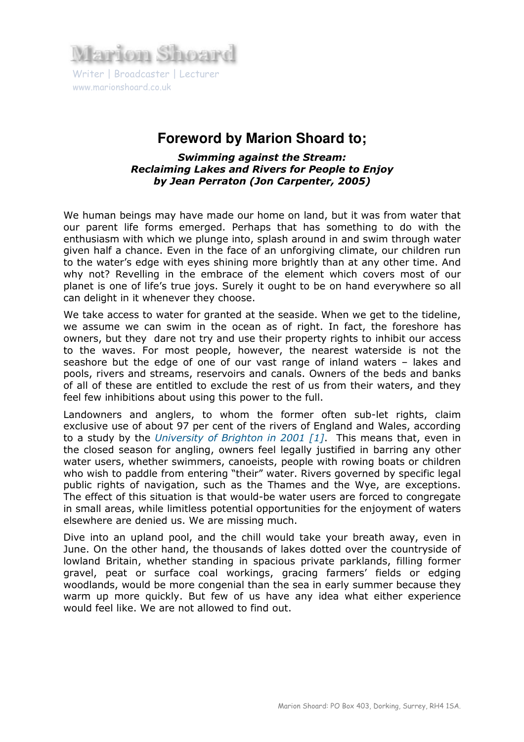Marion Shoard

Writer | Broadcaster | Lecturer
www.marionshoard.co.uk

# Foreword by Marion Shoard to;

***Swimming against the Stream: Reclaiming Lakes and Rivers for People to Enjoy by Jean Perraton (Jon Carpenter, 2005)***

We human beings may have made our home on land, but it was from water that our parent life forms emerged. Perhaps that has something to do with the enthusiasm with which we plunge into, splash around in and swim through water given half a chance. Even in the face of an unforgiving climate, our children run to the water's edge with eyes shining more brightly than at any other time. And why not? Revelling in the embrace of the element which covers most of our planet is one of life's true joys. Surely it ought to be on hand everywhere so all can delight in it whenever they choose.

We take access to water for granted at the seaside. When we get to the tideline, we assume we can swim in the ocean as of right. In fact, the foreshore has owners, but they dare not try and use their property rights to inhibit our access to the waves. For most people, however, the nearest waterside is not the seashore but the edge of one of our vast range of inland waters – lakes and pools, rivers and streams, reservoirs and canals. Owners of the beds and banks of all of these are entitled to exclude the rest of us from their waters, and they feel few inhibitions about using this power to the full.

Landowners and anglers, to whom the former often sub-let rights, claim exclusive use of about 97 per cent of the rivers of England and Wales, according to a study by the *University of Brighton in 2001 [1]*. This means that, even in the closed season for angling, owners feel legally justified in barring any other water users, whether swimmers, canoeists, people with rowing boats or children who wish to paddle from entering "their" water. Rivers governed by specific legal public rights of navigation, such as the Thames and the Wye, are exceptions. The effect of this situation is that would-be water users are forced to congregate in small areas, while limitless potential opportunities for the enjoyment of waters elsewhere are denied us. We are missing much.

Dive into an upland pool, and the chill would take your breath away, even in June. On the other hand, the thousands of lakes dotted over the countryside of lowland Britain, whether standing in spacious private parklands, filling former gravel, peat or surface coal workings, gracing farmers' fields or edging woodlands, would be more congenial than the sea in early summer because they warm up more quickly. But few of us have any idea what either experience would feel like. We are not allowed to find out.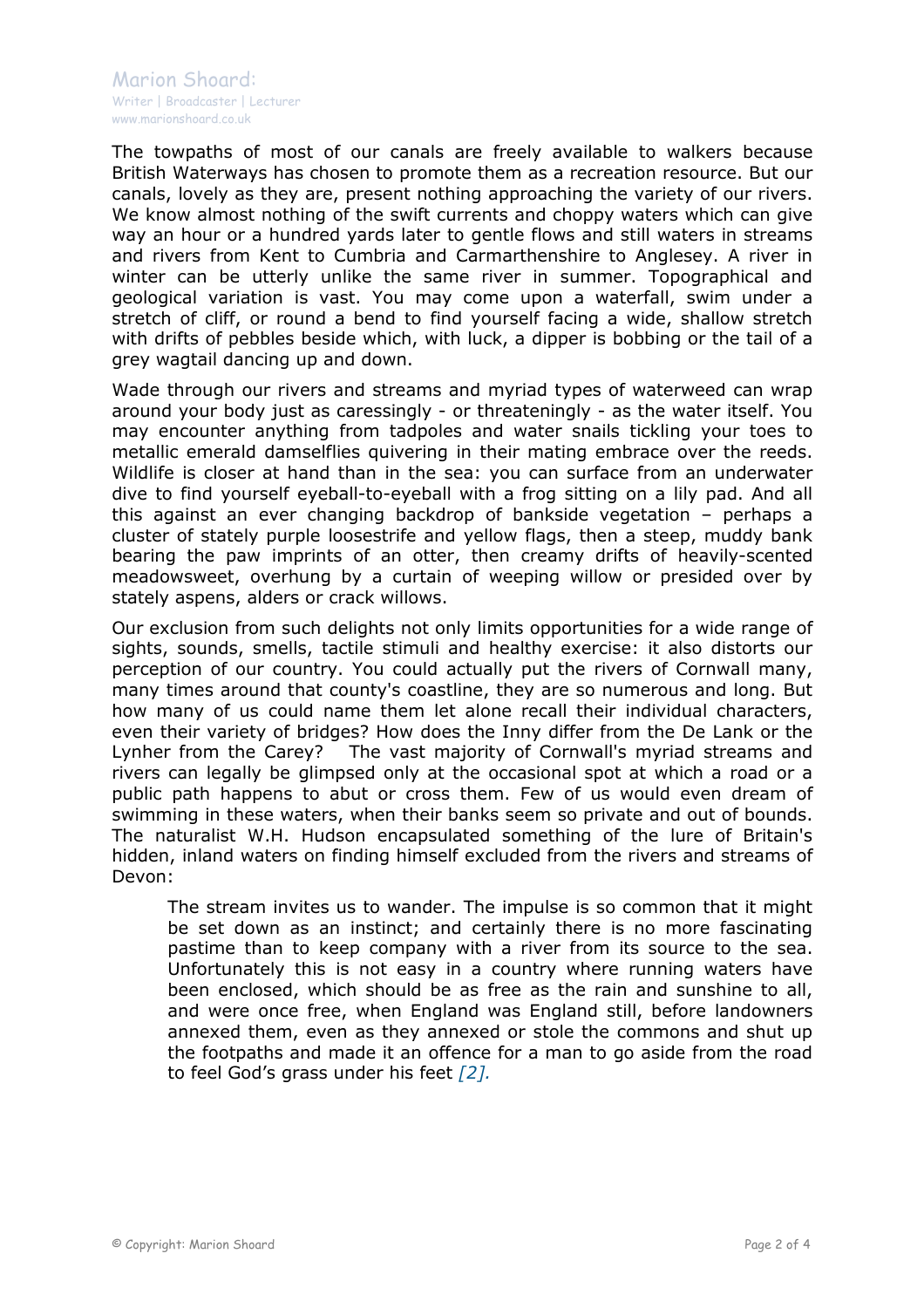The towpaths of most of our canals are freely available to walkers because British Waterways has chosen to promote them as a recreation resource. But our canals, lovely as they are, present nothing approaching the variety of our rivers. We know almost nothing of the swift currents and choppy waters which can give way an hour or a hundred yards later to gentle flows and still waters in streams and rivers from Kent to Cumbria and Carmarthenshire to Anglesey. A river in winter can be utterly unlike the same river in summer. Topographical and geological variation is vast. You may come upon a waterfall, swim under a stretch of cliff, or round a bend to find yourself facing a wide, shallow stretch with drifts of pebbles beside which, with luck, a dipper is bobbing or the tail of a grey wagtail dancing up and down.

Wade through our rivers and streams and myriad types of waterweed can wrap around your body just as caressingly - or threateningly - as the water itself. You may encounter anything from tadpoles and water snails tickling your toes to metallic emerald damselflies quivering in their mating embrace over the reeds. Wildlife is closer at hand than in the sea: you can surface from an underwater dive to find yourself eyeball-to-eyeball with a frog sitting on a lily pad. And all this against an ever changing backdrop of bankside vegetation – perhaps a cluster of stately purple loosestrife and yellow flags, then a steep, muddy bank bearing the paw imprints of an otter, then creamy drifts of heavily-scented meadowsweet, overhung by a curtain of weeping willow or presided over by stately aspens, alders or crack willows.

Our exclusion from such delights not only limits opportunities for a wide range of sights, sounds, smells, tactile stimuli and healthy exercise: it also distorts our perception of our country. You could actually put the rivers of Cornwall many, many times around that county's coastline, they are so numerous and long. But how many of us could name them let alone recall their individual characters, even their variety of bridges? How does the Inny differ from the De Lank or the Lynher from the Carey? The vast majority of Cornwall's myriad streams and rivers can legally be glimpsed only at the occasional spot at which a road or a public path happens to abut or cross them. Few of us would even dream of swimming in these waters, when their banks seem so private and out of bounds. The naturalist W.H. Hudson encapsulated something of the lure of Britain's hidden, inland waters on finding himself excluded from the rivers and streams of Devon:

> The stream invites us to wander. The impulse is so common that it might be set down as an instinct; and certainly there is no more fascinating pastime than to keep company with a river from its source to the sea. Unfortunately this is not easy in a country where running waters have been enclosed, which should be as free as the rain and sunshine to all, and were once free, when England was England still, before landowners annexed them, even as they annexed or stole the commons and shut up the footpaths and made it an offence for a man to go aside from the road to feel God's grass under his feet *[2].*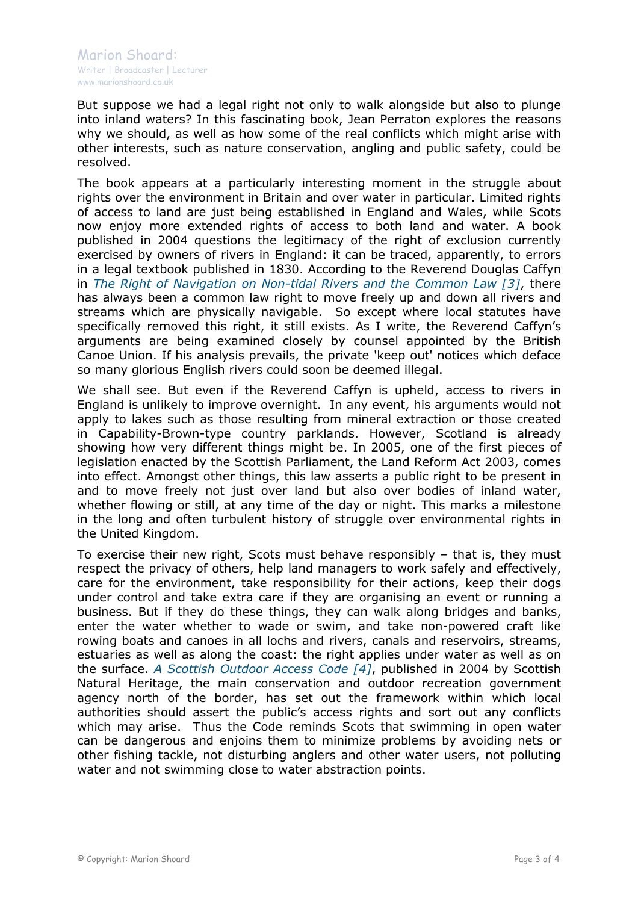But suppose we had a legal right not only to walk alongside but also to plunge into inland waters? In this fascinating book, Jean Perraton explores the reasons why we should, as well as how some of the real conflicts which might arise with other interests, such as nature conservation, angling and public safety, could be resolved.

The book appears at a particularly interesting moment in the struggle about rights over the environment in Britain and over water in particular. Limited rights of access to land are just being established in England and Wales, while Scots now enjoy more extended rights of access to both land and water. A book published in 2004 questions the legitimacy of the right of exclusion currently exercised by owners of rivers in England: it can be traced, apparently, to errors in a legal textbook published in 1830. According to the Reverend Douglas Caffyn in *The Right of Navigation on Non-tidal Rivers and the Common Law [3]*, there has always been a common law right to move freely up and down all rivers and streams which are physically navigable. So except where local statutes have specifically removed this right, it still exists. As I write, the Reverend Caffyn's arguments are being examined closely by counsel appointed by the British Canoe Union. If his analysis prevails, the private 'keep out' notices which deface so many glorious English rivers could soon be deemed illegal.

We shall see. But even if the Reverend Caffyn is upheld, access to rivers in England is unlikely to improve overnight. In any event, his arguments would not apply to lakes such as those resulting from mineral extraction or those created in Capability-Brown-type country parklands. However, Scotland is already showing how very different things might be. In 2005, one of the first pieces of legislation enacted by the Scottish Parliament, the Land Reform Act 2003, comes into effect. Amongst other things, this law asserts a public right to be present in and to move freely not just over land but also over bodies of inland water, whether flowing or still, at any time of the day or night. This marks a milestone in the long and often turbulent history of struggle over environmental rights in the United Kingdom.

To exercise their new right, Scots must behave responsibly – that is, they must respect the privacy of others, help land managers to work safely and effectively, care for the environment, take responsibility for their actions, keep their dogs under control and take extra care if they are organising an event or running a business. But if they do these things, they can walk along bridges and banks, enter the water whether to wade or swim, and take non-powered craft like rowing boats and canoes in all lochs and rivers, canals and reservoirs, streams, estuaries as well as along the coast: the right applies under water as well as on the surface. *A Scottish Outdoor Access Code [4]*, published in 2004 by Scottish Natural Heritage, the main conservation and outdoor recreation government agency north of the border, has set out the framework within which local authorities should assert the public's access rights and sort out any conflicts which may arise. Thus the Code reminds Scots that swimming in open water can be dangerous and enjoins them to minimize problems by avoiding nets or other fishing tackle, not disturbing anglers and other water users, not polluting water and not swimming close to water abstraction points.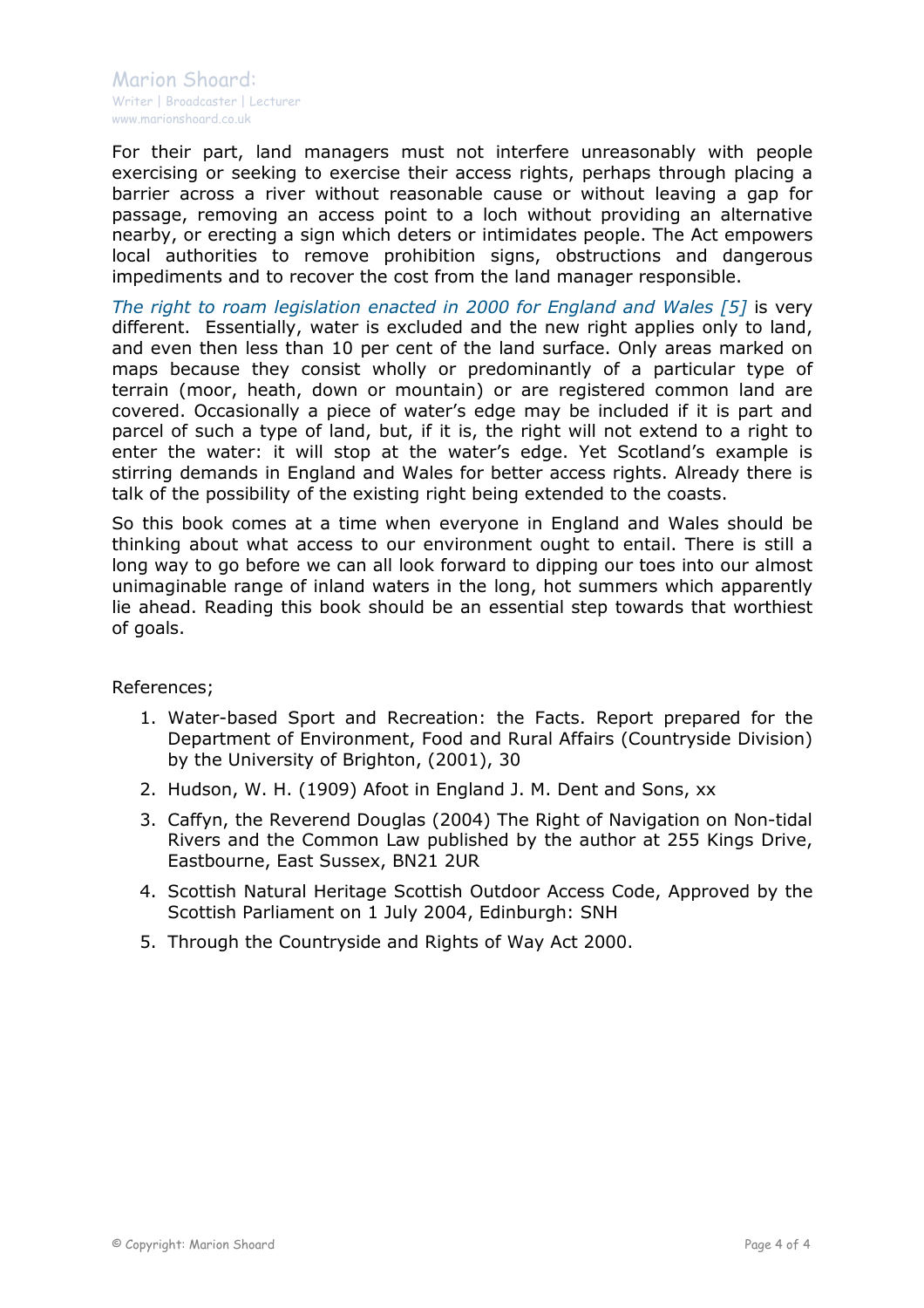For their part, land managers must not interfere unreasonably with people exercising or seeking to exercise their access rights, perhaps through placing a barrier across a river without reasonable cause or without leaving a gap for passage, removing an access point to a loch without providing an alternative nearby, or erecting a sign which deters or intimidates people. The Act empowers local authorities to remove prohibition signs, obstructions and dangerous impediments and to recover the cost from the land manager responsible.

*The right to roam legislation enacted in 2000 for England and Wales [5]* is very different. Essentially, water is excluded and the new right applies only to land, and even then less than 10 per cent of the land surface. Only areas marked on maps because they consist wholly or predominantly of a particular type of terrain (moor, heath, down or mountain) or are registered common land are covered. Occasionally a piece of water's edge may be included if it is part and parcel of such a type of land, but, if it is, the right will not extend to a right to enter the water: it will stop at the water's edge. Yet Scotland's example is stirring demands in England and Wales for better access rights. Already there is talk of the possibility of the existing right being extended to the coasts.

So this book comes at a time when everyone in England and Wales should be thinking about what access to our environment ought to entail. There is still a long way to go before we can all look forward to dipping our toes into our almost unimaginable range of inland waters in the long, hot summers which apparently lie ahead. Reading this book should be an essential step towards that worthiest of goals.

References;

1. Water-based Sport and Recreation: the Facts. Report prepared for the Department of Environment, Food and Rural Affairs (Countryside Division) by the University of Brighton, (2001), 30
2. Hudson, W. H. (1909) Afoot in England J. M. Dent and Sons, xx
3. Caffyn, the Reverend Douglas (2004) The Right of Navigation on Non-tidal Rivers and the Common Law published by the author at 255 Kings Drive, Eastbourne, East Sussex, BN21 2UR
4. Scottish Natural Heritage Scottish Outdoor Access Code, Approved by the Scottish Parliament on 1 July 2004, Edinburgh: SNH
5. Through the Countryside and Rights of Way Act 2000.